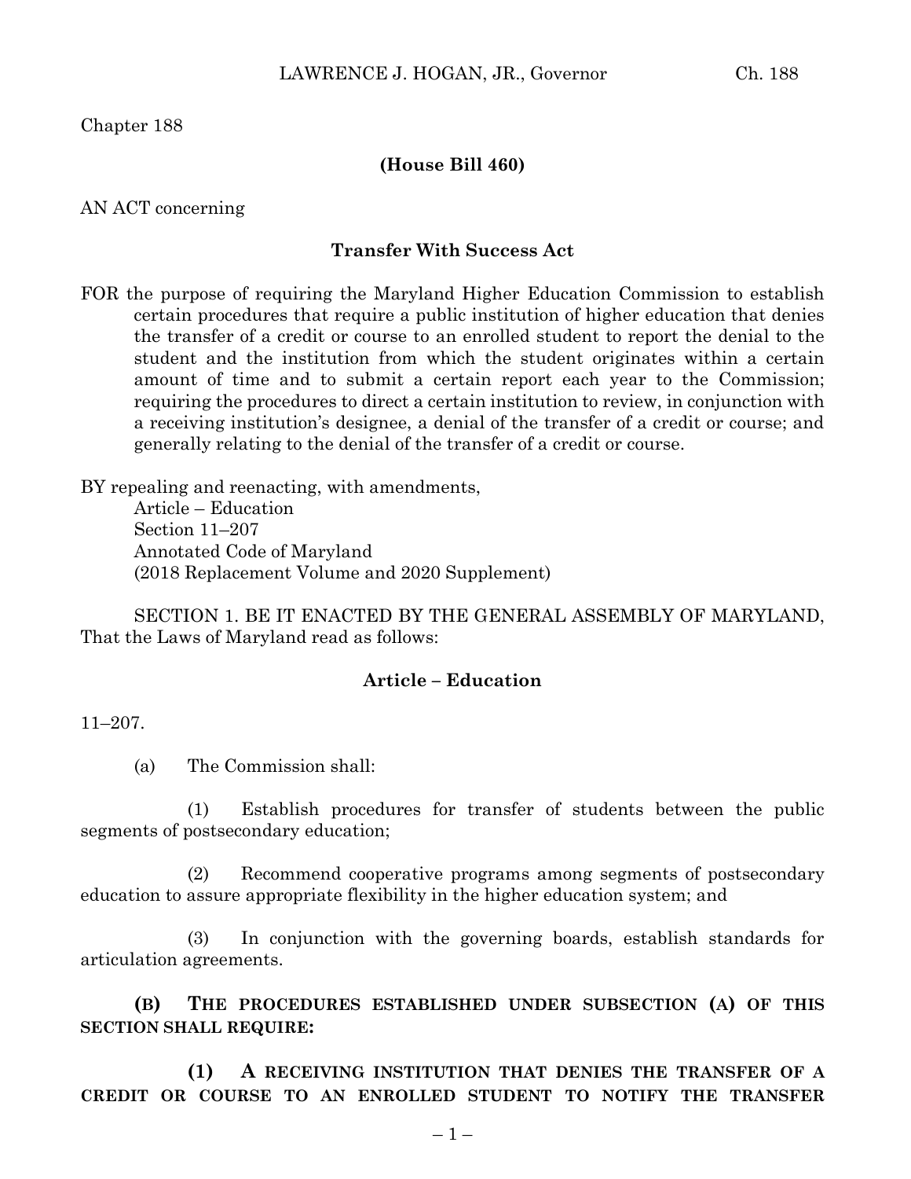Chapter 188

**(House Bill 460)**

AN ACT concerning

**Transfer With Success Act**

FOR the purpose of requiring the Maryland Higher Education Commission to establish certain procedures that require a public institution of higher education that denies the transfer of a credit or course to an enrolled student to report the denial to the student and the institution from which the student originates within a certain amount of time and to submit a certain report each year to the Commission; requiring the procedures to direct a certain institution to review, in conjunction with a receiving institution's designee, a denial of the transfer of a credit or course; and generally relating to the denial of the transfer of a credit or course.

BY repealing and reenacting, with amendments,
Article – Education
Section 11–207
Annotated Code of Maryland
(2018 Replacement Volume and 2020 Supplement)

SECTION 1. BE IT ENACTED BY THE GENERAL ASSEMBLY OF MARYLAND, That the Laws of Maryland read as follows:

**Article – Education**

11–207.

(a) The Commission shall:

(1) Establish procedures for transfer of students between the public segments of postsecondary education;

(2) Recommend cooperative programs among segments of postsecondary education to assure appropriate flexibility in the higher education system; and

(3) In conjunction with the governing boards, establish standards for articulation agreements.

**(B) THE PROCEDURES ESTABLISHED UNDER SUBSECTION (A) OF THIS SECTION SHALL REQUIRE:**

**(1) A RECEIVING INSTITUTION THAT DENIES THE TRANSFER OF A CREDIT OR COURSE TO AN ENROLLED STUDENT TO NOTIFY THE TRANSFER**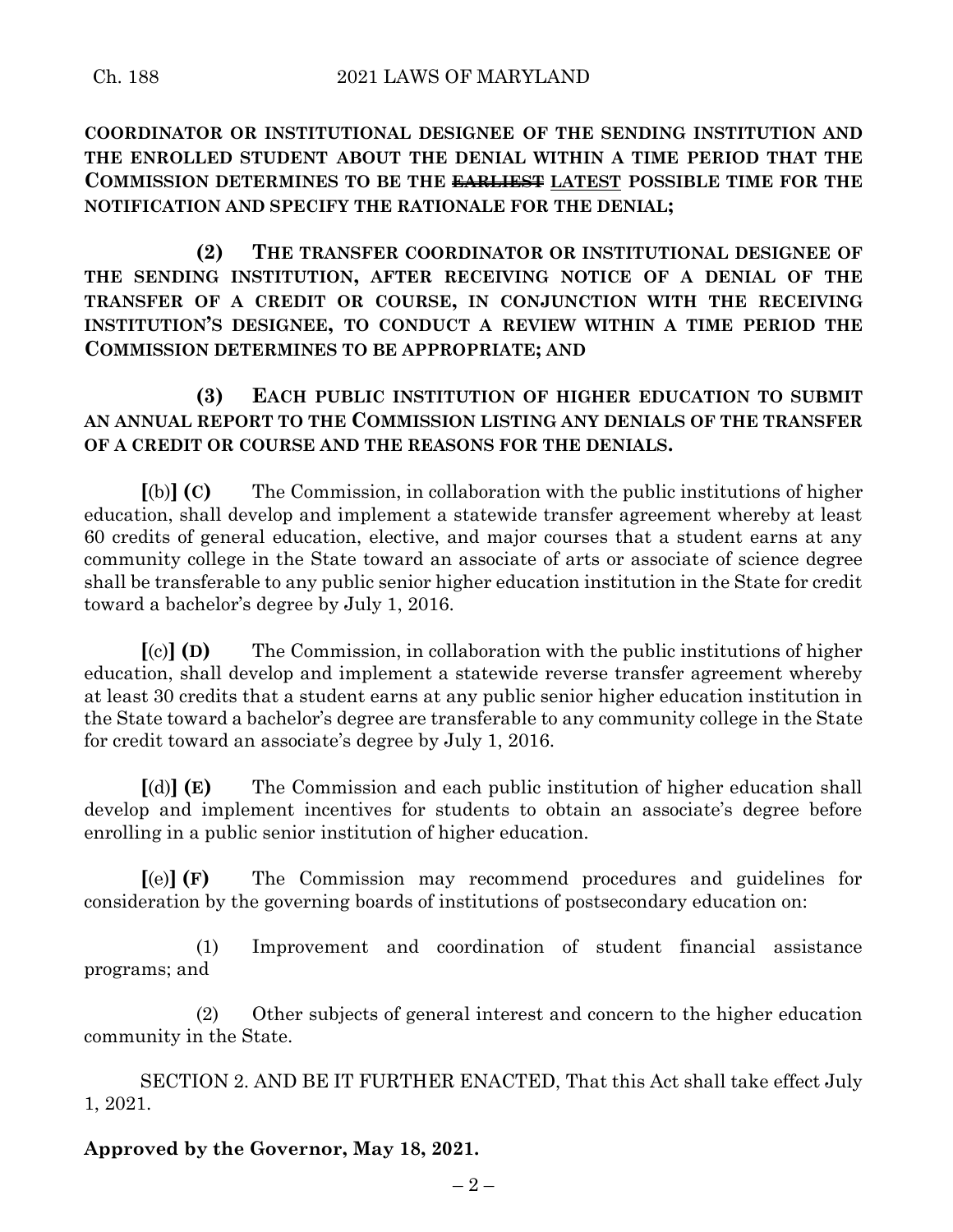**COORDINATOR OR INSTITUTIONAL DESIGNEE OF THE SENDING INSTITUTION AND THE ENROLLED STUDENT ABOUT THE DENIAL WITHIN A TIME PERIOD THAT THE COMMISSION DETERMINES TO BE THE ~~EARLIEST~~ LATEST POSSIBLE TIME FOR THE NOTIFICATION AND SPECIFY THE RATIONALE FOR THE DENIAL;**

**(2) THE TRANSFER COORDINATOR OR INSTITUTIONAL DESIGNEE OF THE SENDING INSTITUTION, AFTER RECEIVING NOTICE OF A DENIAL OF THE TRANSFER OF A CREDIT OR COURSE, IN CONJUNCTION WITH THE RECEIVING INSTITUTION'S DESIGNEE, TO CONDUCT A REVIEW WITHIN A TIME PERIOD THE COMMISSION DETERMINES TO BE APPROPRIATE; AND**

**(3) EACH PUBLIC INSTITUTION OF HIGHER EDUCATION TO SUBMIT AN ANNUAL REPORT TO THE COMMISSION LISTING ANY DENIALS OF THE TRANSFER OF A CREDIT OR COURSE AND THE REASONS FOR THE DENIALS.**

**[**(b)**] (C)** The Commission, in collaboration with the public institutions of higher education, shall develop and implement a statewide transfer agreement whereby at least 60 credits of general education, elective, and major courses that a student earns at any community college in the State toward an associate of arts or associate of science degree shall be transferable to any public senior higher education institution in the State for credit toward a bachelor's degree by July 1, 2016.

**[**(c)**] (D)** The Commission, in collaboration with the public institutions of higher education, shall develop and implement a statewide reverse transfer agreement whereby at least 30 credits that a student earns at any public senior higher education institution in the State toward a bachelor's degree are transferable to any community college in the State for credit toward an associate's degree by July 1, 2016.

**[**(d)**] (E)** The Commission and each public institution of higher education shall develop and implement incentives for students to obtain an associate's degree before enrolling in a public senior institution of higher education.

**[**(e)**] (F)** The Commission may recommend procedures and guidelines for consideration by the governing boards of institutions of postsecondary education on:

(1) Improvement and coordination of student financial assistance programs; and

(2) Other subjects of general interest and concern to the higher education community in the State.

SECTION 2. AND BE IT FURTHER ENACTED, That this Act shall take effect July 1, 2021.

**Approved by the Governor, May 18, 2021.**